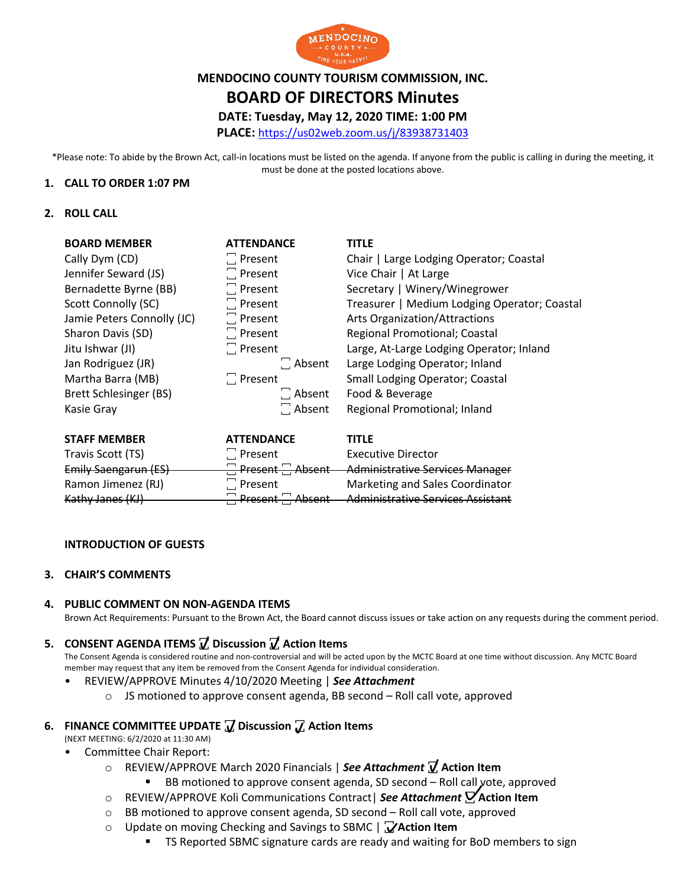MENDOCINO COUNTY U.S.A. FIND YOUR HAPPY

# MENDOCINO COUNTY TOURISM COMMISSION, INC.

# BOARD OF DIRECTORS Minutes

**DATE: Tuesday, May 12, 2020 TIME: 1:00 PM**

**PLACE:** https://us02web.zoom.us/j/83938731403

*Please note: To abide by the Brown Act, call-in locations must be listed on the agenda. If anyone from the public is calling in during the meeting, it must be done at the posted locations above.

## 1. CALL TO ORDER 1:07 PM

## 2. ROLL CALL

| BOARD MEMBER | ATTENDANCE | TITLE |
|---|---|---|
| Cally Dym (CD) | ☐ Present | Chair \| Large Lodging Operator; Coastal |
| Jennifer Seward (JS) | ☐ Present | Vice Chair \| At Large |
| Bernadette Byrne (BB) | ☐ Present | Secretary \| Winery/Winegrower |
| Scott Connolly (SC) | ☐ Present | Treasurer \| Medium Lodging Operator; Coastal |
| Jamie Peters Connolly (JC) | ☐ Present | Arts Organization/Attractions |
| Sharon Davis (SD) | ☐ Present | Regional Promotional; Coastal |
| Jitu Ishwar (JI) | ☐ Present | Large, At-Large Lodging Operator; Inland |
| Jan Rodriguez (JR) | ☐ Absent | Large Lodging Operator; Inland |
| Martha Barra (MB) | ☐ Present | Small Lodging Operator; Coastal |
| Brett Schlesinger (BS) | ☐ Absent | Food & Beverage |
| Kasie Gray | ☐ Absent | Regional Promotional; Inland |

| STAFF MEMBER | ATTENDANCE | TITLE |
|---|---|---|
| Travis Scott (TS) | ☐ Present | Executive Director |
| ~~Emily Saengarun (ES)~~ | ~~☐ Present ☐ Absent~~ | ~~Administrative Services Manager~~ |
| Ramon Jimenez (RJ) | ☐ Present | Marketing and Sales Coordinator |
| ~~Kathy Janes (KJ)~~ | ~~☐ Present ☐ Absent~~ | ~~Administrative Services Assistant~~ |

**INTRODUCTION OF GUESTS**

## 3. CHAIR'S COMMENTS

## 4. PUBLIC COMMENT ON NON-AGENDA ITEMS

Brown Act Requirements: Pursuant to the Brown Act, the Board cannot discuss issues or take action on any requests during the comment period.

## 5. CONSENT AGENDA ITEMS ☑ Discussion ☑ Action Items

The Consent Agenda is considered routine and non-controversial and will be acted upon by the MCTC Board at one time without discussion. Any MCTC Board member may request that any item be removed from the Consent Agenda for individual consideration.

- REVIEW/APPROVE Minutes 4/10/2020 Meeting | ***See Attachment***
  - JS motioned to approve consent agenda, BB second – Roll call vote, approved

## 6. FINANCE COMMITTEE UPDATE ☑ Discussion ☑ Action Items

(NEXT MEETING: 6/2/2020 at 11:30 AM)

- Committee Chair Report:
  - REVIEW/APPROVE March 2020 Financials | ***See Attachment*** ☑ **Action Item**
    - BB motioned to approve consent agenda, SD second – Roll call vote, approved
  - REVIEW/APPROVE Koli Communications Contract| ***See Attachment*** ☑ **Action Item**
  - BB motioned to approve consent agenda, SD second – Roll call vote, approved
  - Update on moving Checking and Savings to SBMC | ☑ **Action Item**
    - TS Reported SBMC signature cards are ready and waiting for BoD members to sign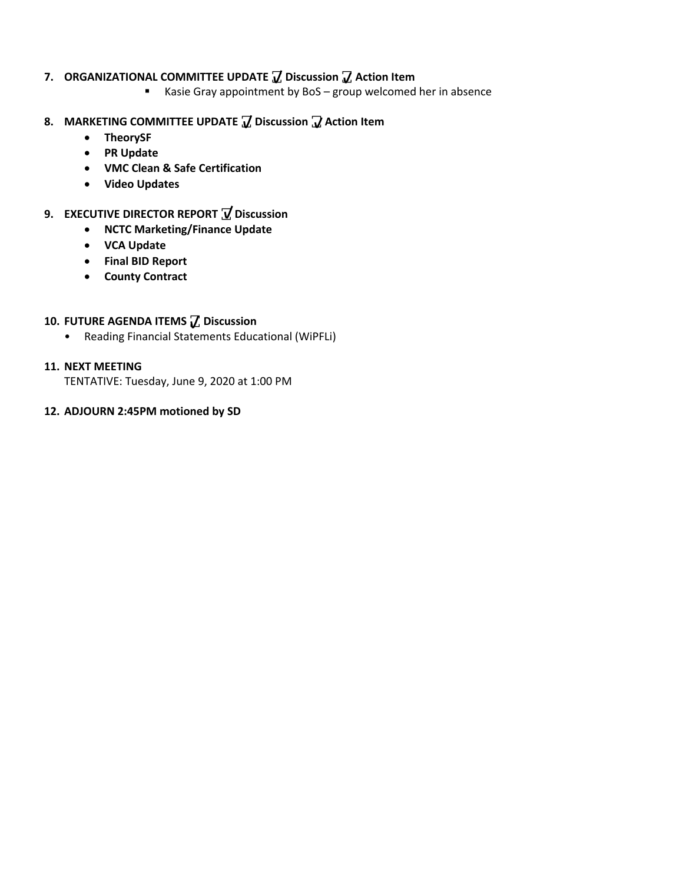7. **ORGANIZATIONAL COMMITTEE UPDATE ☑ Discussion ☑ Action Item**
   - Kasie Gray appointment by BoS – group welcomed her in absence

8. **MARKETING COMMITTEE UPDATE ☑ Discussion ☑ Action Item**
   - **TheorySF**
   - **PR Update**
   - **VMC Clean & Safe Certification**
   - **Video Updates**

9. **EXECUTIVE DIRECTOR REPORT ☑ Discussion**
   - **NCTC Marketing/Finance Update**
   - **VCA Update**
   - **Final BID Report**
   - **County Contract**

10. **FUTURE AGENDA ITEMS ☑ Discussion**
    - Reading Financial Statements Educational (WiPFLi)

11. **NEXT MEETING**
    TENTATIVE: Tuesday, June 9, 2020 at 1:00 PM

12. **ADJOURN 2:45PM motioned by SD**